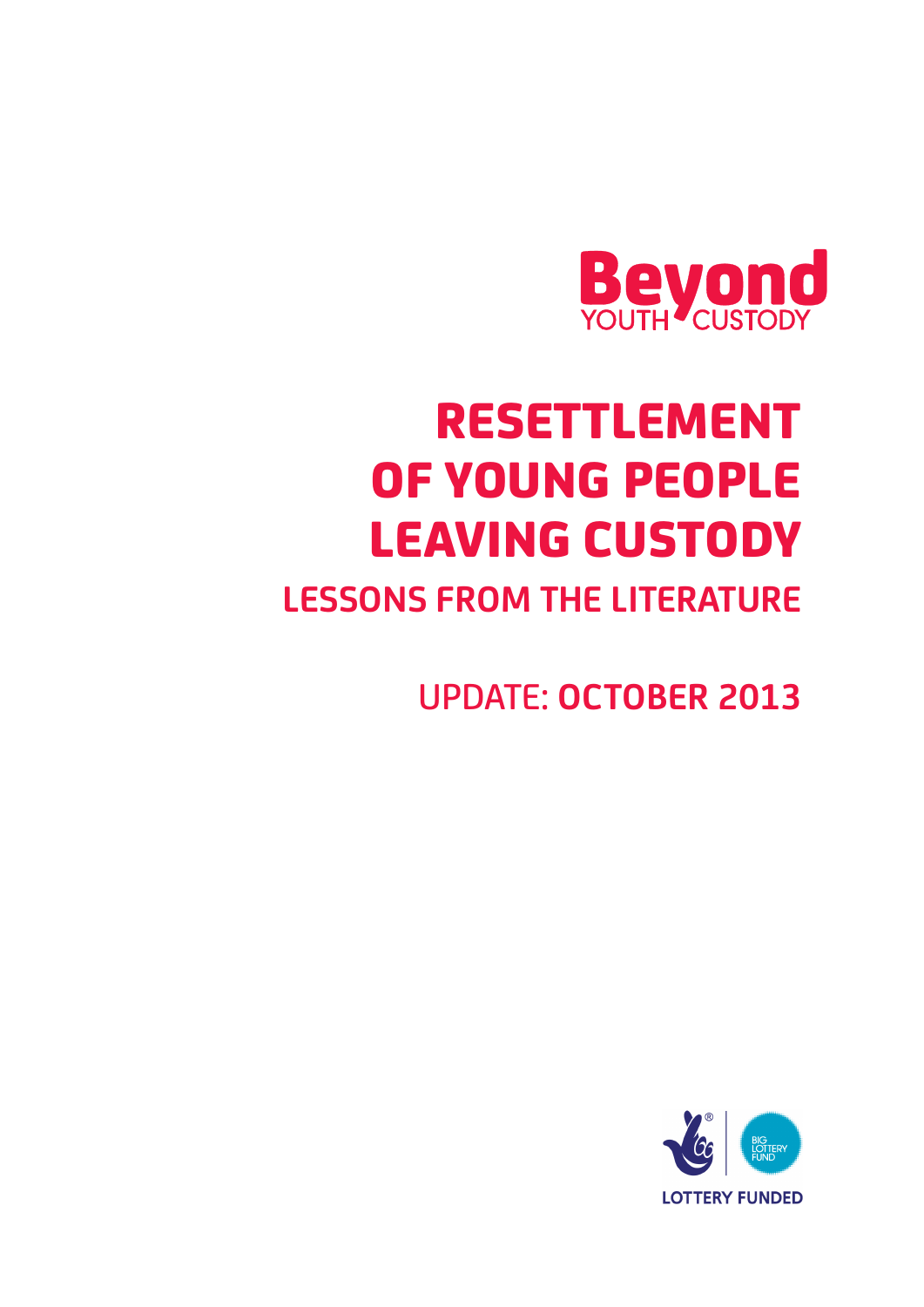Beyond YOUTH CUSTODY

# RESETTLEMENT OF YOUNG PEOPLE LEAVING CUSTODY

## LESSONS FROM THE LITERATURE

UPDATE: **OCTOBER 2013**

BIG LOTTERY FUND

LOTTERY FUNDED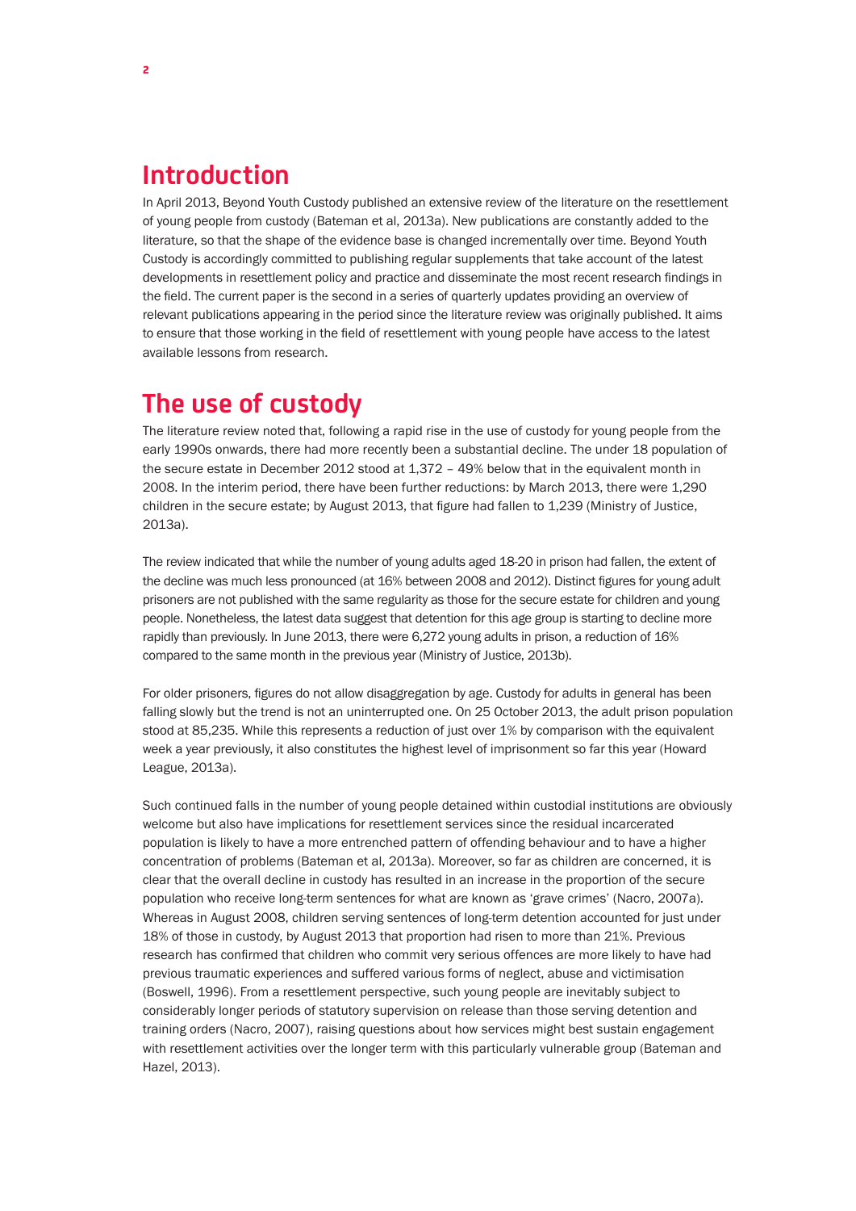## Introduction

In April 2013, Beyond Youth Custody published an extensive review of the literature on the resettlement of young people from custody (Bateman et al, 2013a). New publications are constantly added to the literature, so that the shape of the evidence base is changed incrementally over time. Beyond Youth Custody is accordingly committed to publishing regular supplements that take account of the latest developments in resettlement policy and practice and disseminate the most recent research findings in the field. The current paper is the second in a series of quarterly updates providing an overview of relevant publications appearing in the period since the literature review was originally published. It aims to ensure that those working in the field of resettlement with young people have access to the latest available lessons from research.

## The use of custody

The literature review noted that, following a rapid rise in the use of custody for young people from the early 1990s onwards, there had more recently been a substantial decline. The under 18 population of the secure estate in December 2012 stood at 1,372 – 49% below that in the equivalent month in 2008. In the interim period, there have been further reductions: by March 2013, there were 1,290 children in the secure estate; by August 2013, that figure had fallen to 1,239 (Ministry of Justice, 2013a).

The review indicated that while the number of young adults aged 18-20 in prison had fallen, the extent of the decline was much less pronounced (at 16% between 2008 and 2012). Distinct figures for young adult prisoners are not published with the same regularity as those for the secure estate for children and young people. Nonetheless, the latest data suggest that detention for this age group is starting to decline more rapidly than previously. In June 2013, there were 6,272 young adults in prison, a reduction of 16% compared to the same month in the previous year (Ministry of Justice, 2013b).

For older prisoners, figures do not allow disaggregation by age. Custody for adults in general has been falling slowly but the trend is not an uninterrupted one. On 25 October 2013, the adult prison population stood at 85,235. While this represents a reduction of just over 1% by comparison with the equivalent week a year previously, it also constitutes the highest level of imprisonment so far this year (Howard League, 2013a).

Such continued falls in the number of young people detained within custodial institutions are obviously welcome but also have implications for resettlement services since the residual incarcerated population is likely to have a more entrenched pattern of offending behaviour and to have a higher concentration of problems (Bateman et al, 2013a). Moreover, so far as children are concerned, it is clear that the overall decline in custody has resulted in an increase in the proportion of the secure population who receive long-term sentences for what are known as 'grave crimes' (Nacro, 2007a). Whereas in August 2008, children serving sentences of long-term detention accounted for just under 18% of those in custody, by August 2013 that proportion had risen to more than 21%. Previous research has confirmed that children who commit very serious offences are more likely to have had previous traumatic experiences and suffered various forms of neglect, abuse and victimisation (Boswell, 1996). From a resettlement perspective, such young people are inevitably subject to considerably longer periods of statutory supervision on release than those serving detention and training orders (Nacro, 2007), raising questions about how services might best sustain engagement with resettlement activities over the longer term with this particularly vulnerable group (Bateman and Hazel, 2013).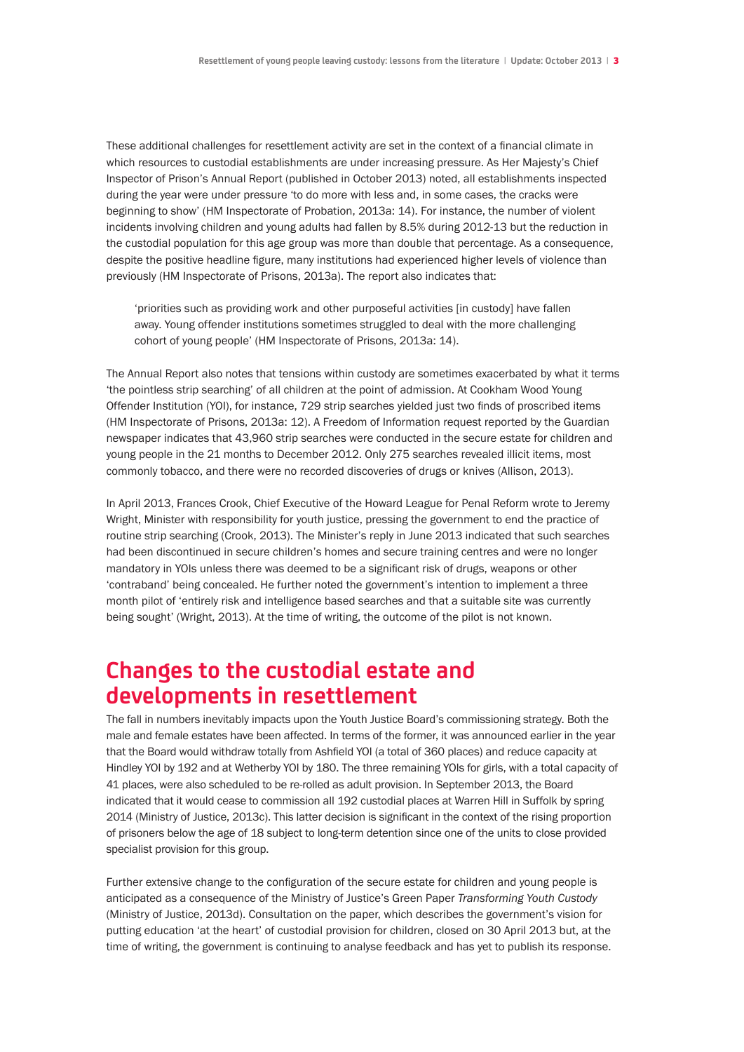These additional challenges for resettlement activity are set in the context of a financial climate in which resources to custodial establishments are under increasing pressure. As Her Majesty's Chief Inspector of Prison's Annual Report (published in October 2013) noted, all establishments inspected during the year were under pressure 'to do more with less and, in some cases, the cracks were beginning to show' (HM Inspectorate of Probation, 2013a: 14). For instance, the number of violent incidents involving children and young adults had fallen by 8.5% during 2012-13 but the reduction in the custodial population for this age group was more than double that percentage. As a consequence, despite the positive headline figure, many institutions had experienced higher levels of violence than previously (HM Inspectorate of Prisons, 2013a). The report also indicates that:

> 'priorities such as providing work and other purposeful activities [in custody] have fallen away. Young offender institutions sometimes struggled to deal with the more challenging cohort of young people' (HM Inspectorate of Prisons, 2013a: 14).

The Annual Report also notes that tensions within custody are sometimes exacerbated by what it terms 'the pointless strip searching' of all children at the point of admission. At Cookham Wood Young Offender Institution (YOI), for instance, 729 strip searches yielded just two finds of proscribed items (HM Inspectorate of Prisons, 2013a: 12). A Freedom of Information request reported by the Guardian newspaper indicates that 43,960 strip searches were conducted in the secure estate for children and young people in the 21 months to December 2012. Only 275 searches revealed illicit items, most commonly tobacco, and there were no recorded discoveries of drugs or knives (Allison, 2013).

In April 2013, Frances Crook, Chief Executive of the Howard League for Penal Reform wrote to Jeremy Wright, Minister with responsibility for youth justice, pressing the government to end the practice of routine strip searching (Crook, 2013). The Minister's reply in June 2013 indicated that such searches had been discontinued in secure children's homes and secure training centres and were no longer mandatory in YOIs unless there was deemed to be a significant risk of drugs, weapons or other 'contraband' being concealed. He further noted the government's intention to implement a three month pilot of 'entirely risk and intelligence based searches and that a suitable site was currently being sought' (Wright, 2013). At the time of writing, the outcome of the pilot is not known.

## Changes to the custodial estate and developments in resettlement

The fall in numbers inevitably impacts upon the Youth Justice Board's commissioning strategy. Both the male and female estates have been affected. In terms of the former, it was announced earlier in the year that the Board would withdraw totally from Ashfield YOI (a total of 360 places) and reduce capacity at Hindley YOI by 192 and at Wetherby YOI by 180. The three remaining YOIs for girls, with a total capacity of 41 places, were also scheduled to be re-rolled as adult provision. In September 2013, the Board indicated that it would cease to commission all 192 custodial places at Warren Hill in Suffolk by spring 2014 (Ministry of Justice, 2013c). This latter decision is significant in the context of the rising proportion of prisoners below the age of 18 subject to long-term detention since one of the units to close provided specialist provision for this group.

Further extensive change to the configuration of the secure estate for children and young people is anticipated as a consequence of the Ministry of Justice's Green Paper *Transforming Youth Custody* (Ministry of Justice, 2013d). Consultation on the paper, which describes the government's vision for putting education 'at the heart' of custodial provision for children, closed on 30 April 2013 but, at the time of writing, the government is continuing to analyse feedback and has yet to publish its response.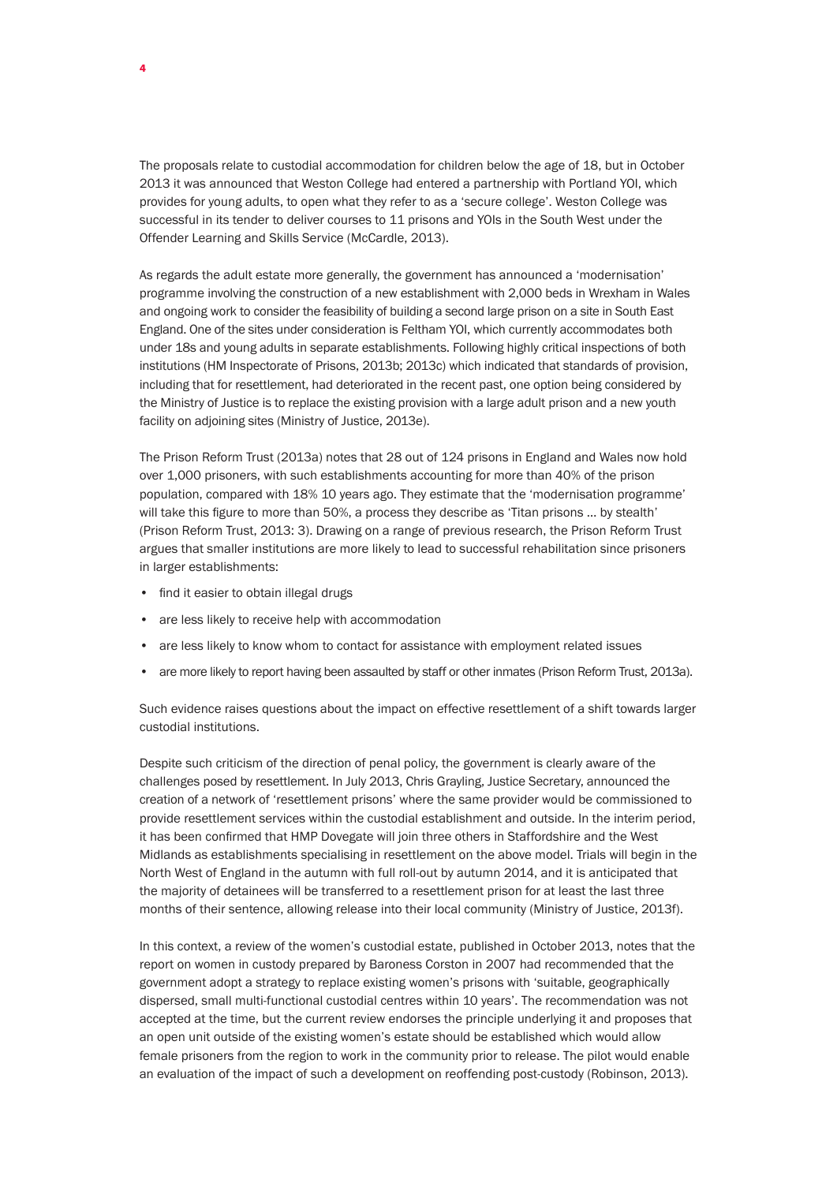The proposals relate to custodial accommodation for children below the age of 18, but in October 2013 it was announced that Weston College had entered a partnership with Portland YOI, which provides for young adults, to open what they refer to as a 'secure college'. Weston College was successful in its tender to deliver courses to 11 prisons and YOIs in the South West under the Offender Learning and Skills Service (McCardle, 2013).

As regards the adult estate more generally, the government has announced a 'modernisation' programme involving the construction of a new establishment with 2,000 beds in Wrexham in Wales and ongoing work to consider the feasibility of building a second large prison on a site in South East England. One of the sites under consideration is Feltham YOI, which currently accommodates both under 18s and young adults in separate establishments. Following highly critical inspections of both institutions (HM Inspectorate of Prisons, 2013b; 2013c) which indicated that standards of provision, including that for resettlement, had deteriorated in the recent past, one option being considered by the Ministry of Justice is to replace the existing provision with a large adult prison and a new youth facility on adjoining sites (Ministry of Justice, 2013e).

The Prison Reform Trust (2013a) notes that 28 out of 124 prisons in England and Wales now hold over 1,000 prisoners, with such establishments accounting for more than 40% of the prison population, compared with 18% 10 years ago. They estimate that the 'modernisation programme' will take this figure to more than 50%, a process they describe as 'Titan prisons … by stealth' (Prison Reform Trust, 2013: 3). Drawing on a range of previous research, the Prison Reform Trust argues that smaller institutions are more likely to lead to successful rehabilitation since prisoners in larger establishments:

- find it easier to obtain illegal drugs
- are less likely to receive help with accommodation
- are less likely to know whom to contact for assistance with employment related issues
- are more likely to report having been assaulted by staff or other inmates (Prison Reform Trust, 2013a).

Such evidence raises questions about the impact on effective resettlement of a shift towards larger custodial institutions.

Despite such criticism of the direction of penal policy, the government is clearly aware of the challenges posed by resettlement. In July 2013, Chris Grayling, Justice Secretary, announced the creation of a network of 'resettlement prisons' where the same provider would be commissioned to provide resettlement services within the custodial establishment and outside. In the interim period, it has been confirmed that HMP Dovegate will join three others in Staffordshire and the West Midlands as establishments specialising in resettlement on the above model. Trials will begin in the North West of England in the autumn with full roll-out by autumn 2014, and it is anticipated that the majority of detainees will be transferred to a resettlement prison for at least the last three months of their sentence, allowing release into their local community (Ministry of Justice, 2013f).

In this context, a review of the women's custodial estate, published in October 2013, notes that the report on women in custody prepared by Baroness Corston in 2007 had recommended that the government adopt a strategy to replace existing women's prisons with 'suitable, geographically dispersed, small multi-functional custodial centres within 10 years'. The recommendation was not accepted at the time, but the current review endorses the principle underlying it and proposes that an open unit outside of the existing women's estate should be established which would allow female prisoners from the region to work in the community prior to release. The pilot would enable an evaluation of the impact of such a development on reoffending post-custody (Robinson, 2013).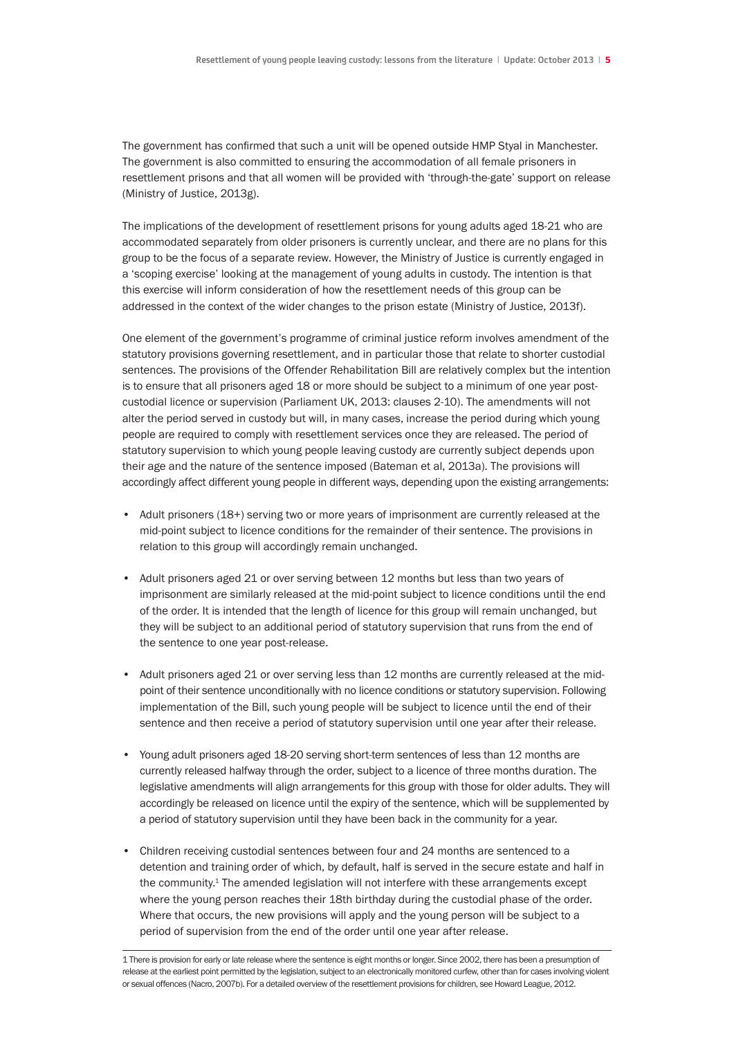The government has confirmed that such a unit will be opened outside HMP Styal in Manchester. The government is also committed to ensuring the accommodation of all female prisoners in resettlement prisons and that all women will be provided with 'through-the-gate' support on release (Ministry of Justice, 2013g).

The implications of the development of resettlement prisons for young adults aged 18-21 who are accommodated separately from older prisoners is currently unclear, and there are no plans for this group to be the focus of a separate review. However, the Ministry of Justice is currently engaged in a 'scoping exercise' looking at the management of young adults in custody. The intention is that this exercise will inform consideration of how the resettlement needs of this group can be addressed in the context of the wider changes to the prison estate (Ministry of Justice, 2013f).

One element of the government's programme of criminal justice reform involves amendment of the statutory provisions governing resettlement, and in particular those that relate to shorter custodial sentences. The provisions of the Offender Rehabilitation Bill are relatively complex but the intention is to ensure that all prisoners aged 18 or more should be subject to a minimum of one year post-custodial licence or supervision (Parliament UK, 2013: clauses 2-10). The amendments will not alter the period served in custody but will, in many cases, increase the period during which young people are required to comply with resettlement services once they are released. The period of statutory supervision to which young people leaving custody are currently subject depends upon their age and the nature of the sentence imposed (Bateman et al, 2013a). The provisions will accordingly affect different young people in different ways, depending upon the existing arrangements:

- Adult prisoners (18+) serving two or more years of imprisonment are currently released at the mid-point subject to licence conditions for the remainder of their sentence. The provisions in relation to this group will accordingly remain unchanged.
- Adult prisoners aged 21 or over serving between 12 months but less than two years of imprisonment are similarly released at the mid-point subject to licence conditions until the end of the order. It is intended that the length of licence for this group will remain unchanged, but they will be subject to an additional period of statutory supervision that runs from the end of the sentence to one year post-release.
- Adult prisoners aged 21 or over serving less than 12 months are currently released at the mid-point of their sentence unconditionally with no licence conditions or statutory supervision. Following implementation of the Bill, such young people will be subject to licence until the end of their sentence and then receive a period of statutory supervision until one year after their release.
- Young adult prisoners aged 18-20 serving short-term sentences of less than 12 months are currently released halfway through the order, subject to a licence of three months duration. The legislative amendments will align arrangements for this group with those for older adults. They will accordingly be released on licence until the expiry of the sentence, which will be supplemented by a period of statutory supervision until they have been back in the community for a year.
- Children receiving custodial sentences between four and 24 months are sentenced to a detention and training order of which, by default, half is served in the secure estate and half in the community.[1] The amended legislation will not interfere with these arrangements except where the young person reaches their 18th birthday during the custodial phase of the order. Where that occurs, the new provisions will apply and the young person will be subject to a period of supervision from the end of the order until one year after release.

---

1 There is provision for early or late release where the sentence is eight months or longer. Since 2002, there has been a presumption of release at the earliest point permitted by the legislation, subject to an electronically monitored curfew, other than for cases involving violent or sexual offences (Nacro, 2007b). For a detailed overview of the resettlement provisions for children, see Howard League, 2012.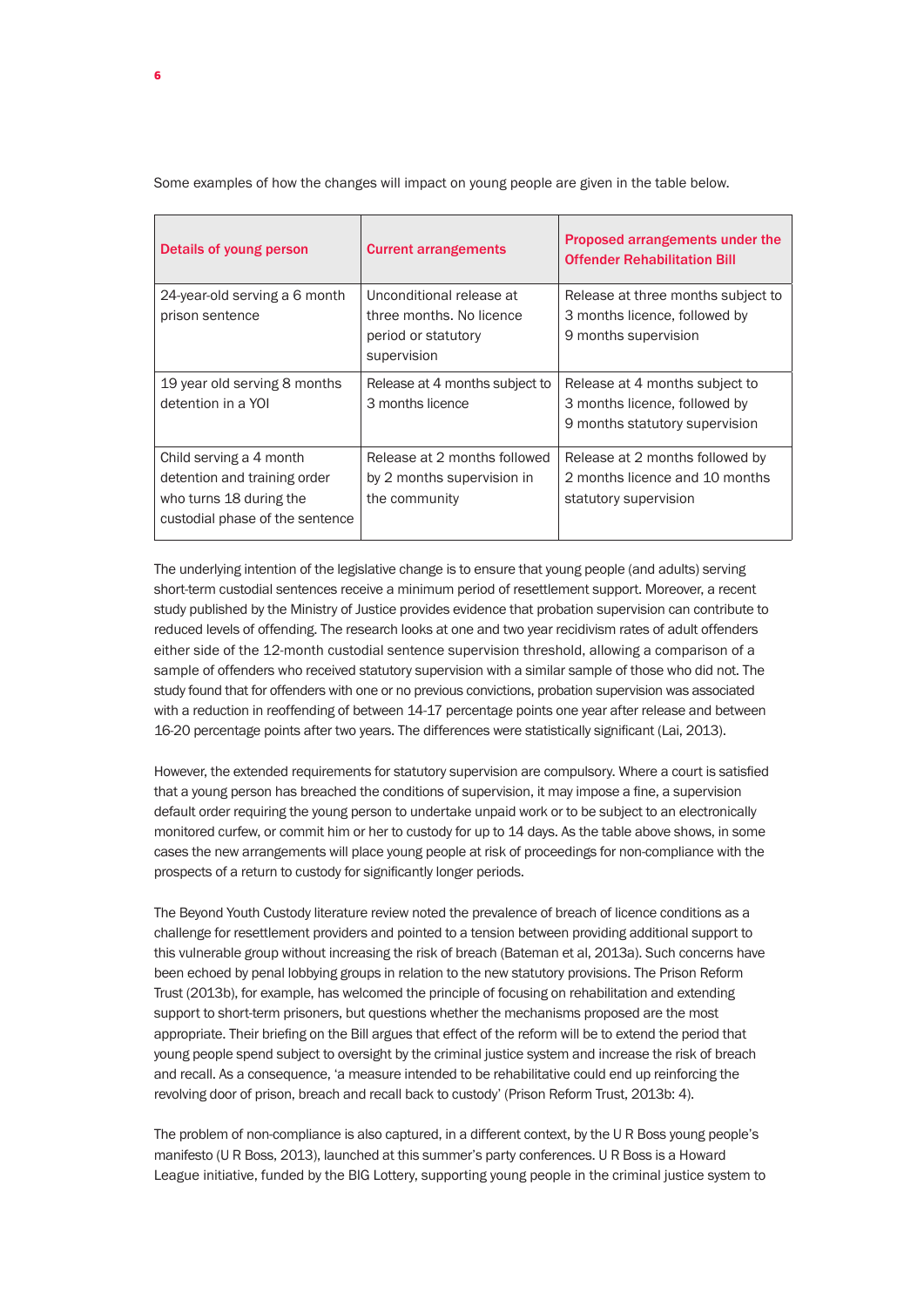Some examples of how the changes will impact on young people are given in the table below.

| Details of young person | Current arrangements | Proposed arrangements under the Offender Rehabilitation Bill |
|---|---|---|
| 24-year-old serving a 6 month prison sentence | Unconditional release at three months. No licence period or statutory supervision | Release at three months subject to 3 months licence, followed by 9 months supervision |
| 19 year old serving 8 months detention in a YOI | Release at 4 months subject to 3 months licence | Release at 4 months subject to 3 months licence, followed by 9 months statutory supervision |
| Child serving a 4 month detention and training order who turns 18 during the custodial phase of the sentence | Release at 2 months followed by 2 months supervision in the community | Release at 2 months followed by 2 months licence and 10 months statutory supervision |

The underlying intention of the legislative change is to ensure that young people (and adults) serving short-term custodial sentences receive a minimum period of resettlement support. Moreover, a recent study published by the Ministry of Justice provides evidence that probation supervision can contribute to reduced levels of offending. The research looks at one and two year recidivism rates of adult offenders either side of the 12-month custodial sentence supervision threshold, allowing a comparison of a sample of offenders who received statutory supervision with a similar sample of those who did not. The study found that for offenders with one or no previous convictions, probation supervision was associated with a reduction in reoffending of between 14-17 percentage points one year after release and between 16-20 percentage points after two years. The differences were statistically significant (Lai, 2013).

However, the extended requirements for statutory supervision are compulsory. Where a court is satisfied that a young person has breached the conditions of supervision, it may impose a fine, a supervision default order requiring the young person to undertake unpaid work or to be subject to an electronically monitored curfew, or commit him or her to custody for up to 14 days. As the table above shows, in some cases the new arrangements will place young people at risk of proceedings for non-compliance with the prospects of a return to custody for significantly longer periods.

The Beyond Youth Custody literature review noted the prevalence of breach of licence conditions as a challenge for resettlement providers and pointed to a tension between providing additional support to this vulnerable group without increasing the risk of breach (Bateman et al, 2013a). Such concerns have been echoed by penal lobbying groups in relation to the new statutory provisions. The Prison Reform Trust (2013b), for example, has welcomed the principle of focusing on rehabilitation and extending support to short-term prisoners, but questions whether the mechanisms proposed are the most appropriate. Their briefing on the Bill argues that effect of the reform will be to extend the period that young people spend subject to oversight by the criminal justice system and increase the risk of breach and recall. As a consequence, 'a measure intended to be rehabilitative could end up reinforcing the revolving door of prison, breach and recall back to custody' (Prison Reform Trust, 2013b: 4).

The problem of non-compliance is also captured, in a different context, by the U R Boss young people's manifesto (U R Boss, 2013), launched at this summer's party conferences. U R Boss is a Howard League initiative, funded by the BIG Lottery, supporting young people in the criminal justice system to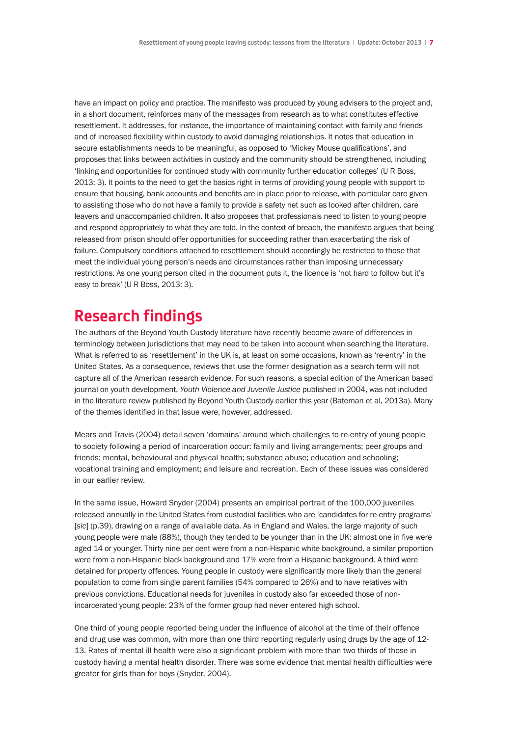have an impact on policy and practice. The manifesto was produced by young advisers to the project and, in a short document, reinforces many of the messages from research as to what constitutes effective resettlement. It addresses, for instance, the importance of maintaining contact with family and friends and of increased flexibility within custody to avoid damaging relationships. It notes that education in secure establishments needs to be meaningful, as opposed to 'Mickey Mouse qualifications', and proposes that links between activities in custody and the community should be strengthened, including 'linking and opportunities for continued study with community further education colleges' (U R Boss, 2013: 3). It points to the need to get the basics right in terms of providing young people with support to ensure that housing, bank accounts and benefits are in place prior to release, with particular care given to assisting those who do not have a family to provide a safety net such as looked after children, care leavers and unaccompanied children. It also proposes that professionals need to listen to young people and respond appropriately to what they are told. In the context of breach, the manifesto argues that being released from prison should offer opportunities for succeeding rather than exacerbating the risk of failure. Compulsory conditions attached to resettlement should accordingly be restricted to those that meet the individual young person's needs and circumstances rather than imposing unnecessary restrictions. As one young person cited in the document puts it, the licence is 'not hard to follow but it's easy to break' (U R Boss, 2013: 3).

## Research findings

The authors of the Beyond Youth Custody literature have recently become aware of differences in terminology between jurisdictions that may need to be taken into account when searching the literature. What is referred to as 'resettlement' in the UK is, at least on some occasions, known as 're-entry' in the United States. As a consequence, reviews that use the former designation as a search term will not capture all of the American research evidence. For such reasons, a special edition of the American based journal on youth development, *Youth Violence and Juvenile Justice* published in 2004, was not included in the literature review published by Beyond Youth Custody earlier this year (Bateman et al, 2013a). Many of the themes identified in that issue were, however, addressed.

Mears and Travis (2004) detail seven 'domains' around which challenges to re-entry of young people to society following a period of incarceration occur: family and living arrangements; peer groups and friends; mental, behavioural and physical health; substance abuse; education and schooling; vocational training and employment; and leisure and recreation. Each of these issues was considered in our earlier review.

In the same issue, Howard Snyder (2004) presents an empirical portrait of the 100,000 juveniles released annually in the United States from custodial facilities who are 'candidates for re-entry programs' [*sic*] (p.39), drawing on a range of available data. As in England and Wales, the large majority of such young people were male (88%), though they tended to be younger than in the UK: almost one in five were aged 14 or younger. Thirty nine per cent were from a non-Hispanic white background, a similar proportion were from a non-Hispanic black background and 17% were from a Hispanic background. A third were detained for property offences. Young people in custody were significantly more likely than the general population to come from single parent families (54% compared to 26%) and to have relatives with previous convictions. Educational needs for juveniles in custody also far exceeded those of non-incarcerated young people: 23% of the former group had never entered high school.

One third of young people reported being under the influence of alcohol at the time of their offence and drug use was common, with more than one third reporting regularly using drugs by the age of 12-13. Rates of mental ill health were also a significant problem with more than two thirds of those in custody having a mental health disorder. There was some evidence that mental health difficulties were greater for girls than for boys (Snyder, 2004).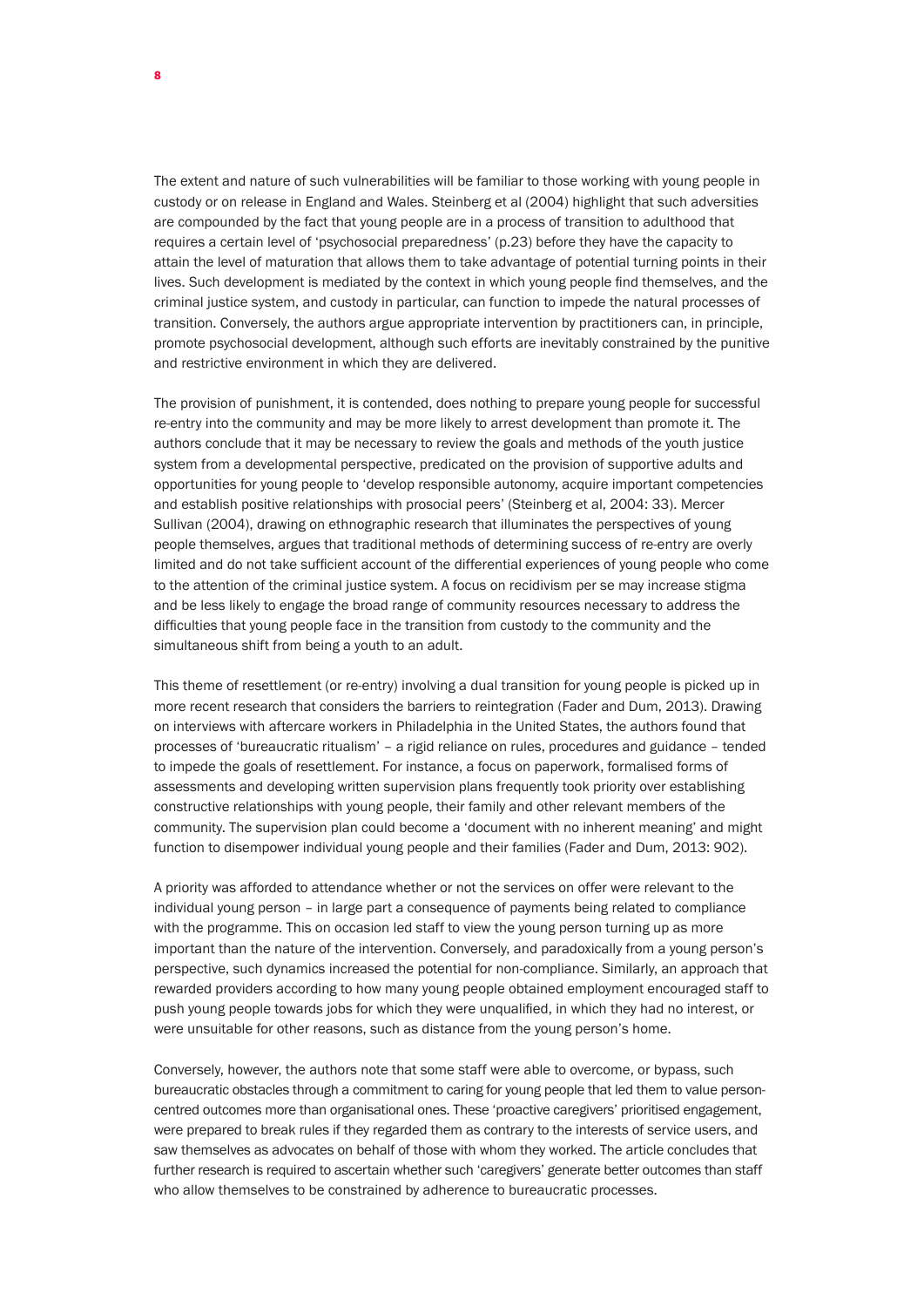The extent and nature of such vulnerabilities will be familiar to those working with young people in custody or on release in England and Wales. Steinberg et al (2004) highlight that such adversities are compounded by the fact that young people are in a process of transition to adulthood that requires a certain level of 'psychosocial preparedness' (p.23) before they have the capacity to attain the level of maturation that allows them to take advantage of potential turning points in their lives. Such development is mediated by the context in which young people find themselves, and the criminal justice system, and custody in particular, can function to impede the natural processes of transition. Conversely, the authors argue appropriate intervention by practitioners can, in principle, promote psychosocial development, although such efforts are inevitably constrained by the punitive and restrictive environment in which they are delivered.

The provision of punishment, it is contended, does nothing to prepare young people for successful re-entry into the community and may be more likely to arrest development than promote it. The authors conclude that it may be necessary to review the goals and methods of the youth justice system from a developmental perspective, predicated on the provision of supportive adults and opportunities for young people to 'develop responsible autonomy, acquire important competencies and establish positive relationships with prosocial peers' (Steinberg et al, 2004: 33). Mercer Sullivan (2004), drawing on ethnographic research that illuminates the perspectives of young people themselves, argues that traditional methods of determining success of re-entry are overly limited and do not take sufficient account of the differential experiences of young people who come to the attention of the criminal justice system. A focus on recidivism per se may increase stigma and be less likely to engage the broad range of community resources necessary to address the difficulties that young people face in the transition from custody to the community and the simultaneous shift from being a youth to an adult.

This theme of resettlement (or re-entry) involving a dual transition for young people is picked up in more recent research that considers the barriers to reintegration (Fader and Dum, 2013). Drawing on interviews with aftercare workers in Philadelphia in the United States, the authors found that processes of 'bureaucratic ritualism' – a rigid reliance on rules, procedures and guidance – tended to impede the goals of resettlement. For instance, a focus on paperwork, formalised forms of assessments and developing written supervision plans frequently took priority over establishing constructive relationships with young people, their family and other relevant members of the community. The supervision plan could become a 'document with no inherent meaning' and might function to disempower individual young people and their families (Fader and Dum, 2013: 902).

A priority was afforded to attendance whether or not the services on offer were relevant to the individual young person – in large part a consequence of payments being related to compliance with the programme. This on occasion led staff to view the young person turning up as more important than the nature of the intervention. Conversely, and paradoxically from a young person's perspective, such dynamics increased the potential for non-compliance. Similarly, an approach that rewarded providers according to how many young people obtained employment encouraged staff to push young people towards jobs for which they were unqualified, in which they had no interest, or were unsuitable for other reasons, such as distance from the young person's home.

Conversely, however, the authors note that some staff were able to overcome, or bypass, such bureaucratic obstacles through a commitment to caring for young people that led them to value person-centred outcomes more than organisational ones. These 'proactive caregivers' prioritised engagement, were prepared to break rules if they regarded them as contrary to the interests of service users, and saw themselves as advocates on behalf of those with whom they worked. The article concludes that further research is required to ascertain whether such 'caregivers' generate better outcomes than staff who allow themselves to be constrained by adherence to bureaucratic processes.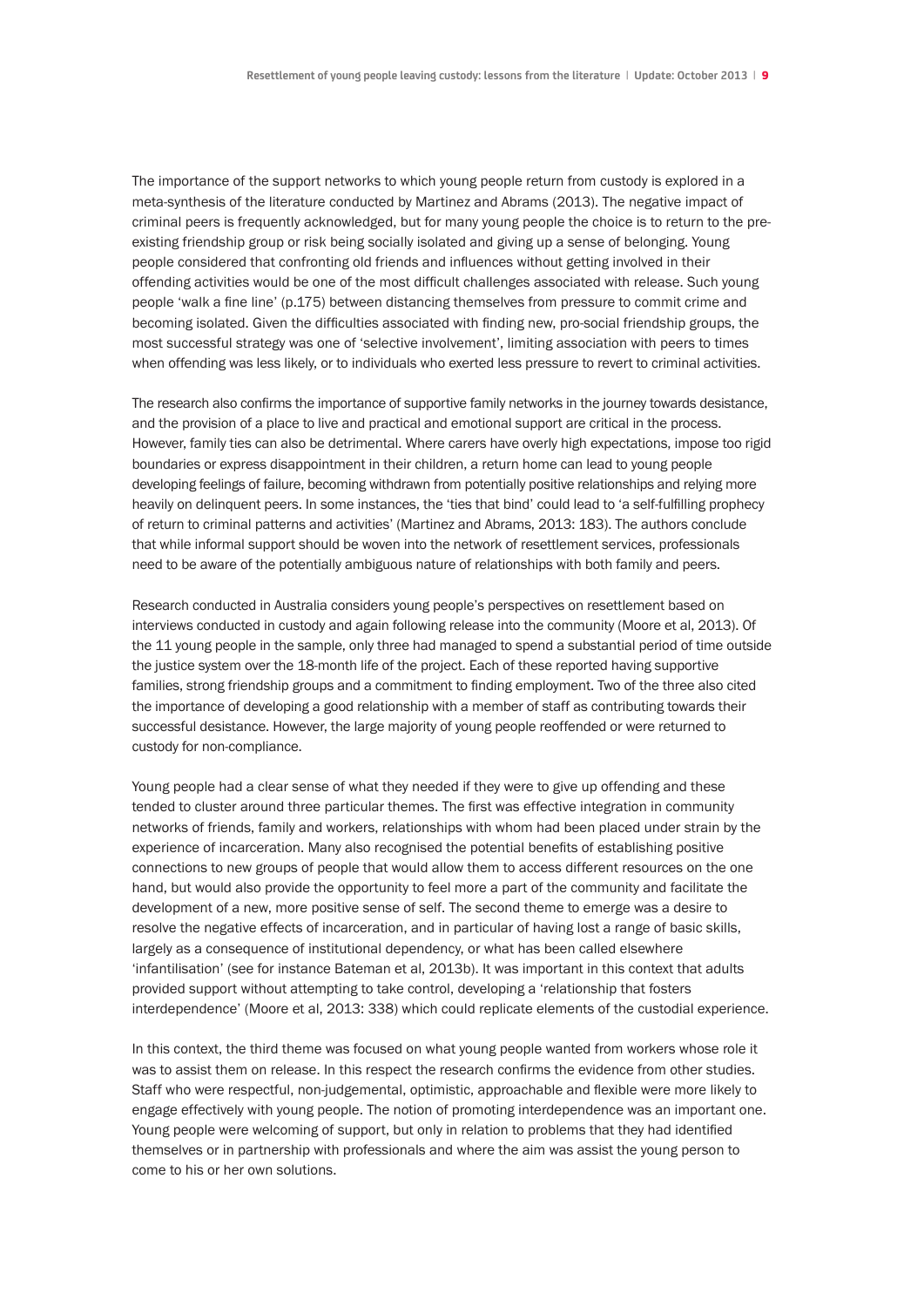The importance of the support networks to which young people return from custody is explored in a meta-synthesis of the literature conducted by Martinez and Abrams (2013). The negative impact of criminal peers is frequently acknowledged, but for many young people the choice is to return to the pre-existing friendship group or risk being socially isolated and giving up a sense of belonging. Young people considered that confronting old friends and influences without getting involved in their offending activities would be one of the most difficult challenges associated with release. Such young people 'walk a fine line' (p.175) between distancing themselves from pressure to commit crime and becoming isolated. Given the difficulties associated with finding new, pro-social friendship groups, the most successful strategy was one of 'selective involvement', limiting association with peers to times when offending was less likely, or to individuals who exerted less pressure to revert to criminal activities.

The research also confirms the importance of supportive family networks in the journey towards desistance, and the provision of a place to live and practical and emotional support are critical in the process. However, family ties can also be detrimental. Where carers have overly high expectations, impose too rigid boundaries or express disappointment in their children, a return home can lead to young people developing feelings of failure, becoming withdrawn from potentially positive relationships and relying more heavily on delinquent peers. In some instances, the 'ties that bind' could lead to 'a self-fulfilling prophecy of return to criminal patterns and activities' (Martinez and Abrams, 2013: 183). The authors conclude that while informal support should be woven into the network of resettlement services, professionals need to be aware of the potentially ambiguous nature of relationships with both family and peers.

Research conducted in Australia considers young people's perspectives on resettlement based on interviews conducted in custody and again following release into the community (Moore et al, 2013). Of the 11 young people in the sample, only three had managed to spend a substantial period of time outside the justice system over the 18-month life of the project. Each of these reported having supportive families, strong friendship groups and a commitment to finding employment. Two of the three also cited the importance of developing a good relationship with a member of staff as contributing towards their successful desistance. However, the large majority of young people reoffended or were returned to custody for non-compliance.

Young people had a clear sense of what they needed if they were to give up offending and these tended to cluster around three particular themes. The first was effective integration in community networks of friends, family and workers, relationships with whom had been placed under strain by the experience of incarceration. Many also recognised the potential benefits of establishing positive connections to new groups of people that would allow them to access different resources on the one hand, but would also provide the opportunity to feel more a part of the community and facilitate the development of a new, more positive sense of self. The second theme to emerge was a desire to resolve the negative effects of incarceration, and in particular of having lost a range of basic skills, largely as a consequence of institutional dependency, or what has been called elsewhere 'infantilisation' (see for instance Bateman et al, 2013b). It was important in this context that adults provided support without attempting to take control, developing a 'relationship that fosters interdependence' (Moore et al, 2013: 338) which could replicate elements of the custodial experience.

In this context, the third theme was focused on what young people wanted from workers whose role it was to assist them on release. In this respect the research confirms the evidence from other studies. Staff who were respectful, non-judgemental, optimistic, approachable and flexible were more likely to engage effectively with young people. The notion of promoting interdependence was an important one. Young people were welcoming of support, but only in relation to problems that they had identified themselves or in partnership with professionals and where the aim was assist the young person to come to his or her own solutions.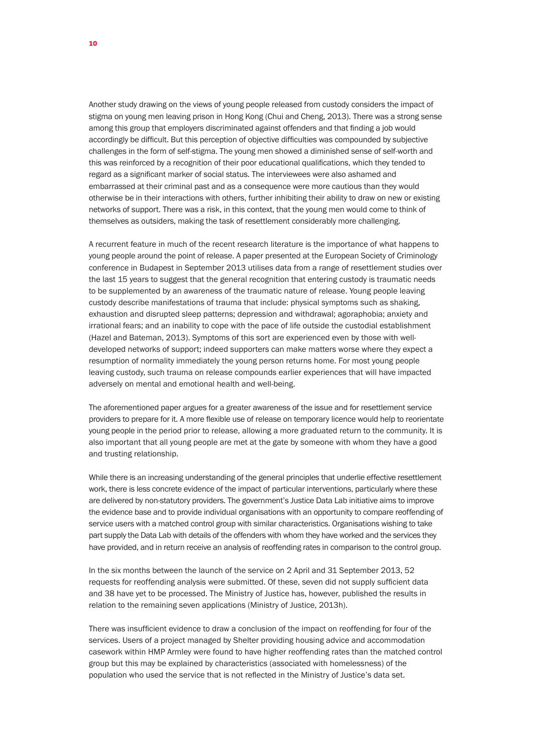Another study drawing on the views of young people released from custody considers the impact of stigma on young men leaving prison in Hong Kong (Chui and Cheng, 2013). There was a strong sense among this group that employers discriminated against offenders and that finding a job would accordingly be difficult. But this perception of objective difficulties was compounded by subjective challenges in the form of self-stigma. The young men showed a diminished sense of self-worth and this was reinforced by a recognition of their poor educational qualifications, which they tended to regard as a significant marker of social status. The interviewees were also ashamed and embarrassed at their criminal past and as a consequence were more cautious than they would otherwise be in their interactions with others, further inhibiting their ability to draw on new or existing networks of support. There was a risk, in this context, that the young men would come to think of themselves as outsiders, making the task of resettlement considerably more challenging.

A recurrent feature in much of the recent research literature is the importance of what happens to young people around the point of release. A paper presented at the European Society of Criminology conference in Budapest in September 2013 utilises data from a range of resettlement studies over the last 15 years to suggest that the general recognition that entering custody is traumatic needs to be supplemented by an awareness of the traumatic nature of release. Young people leaving custody describe manifestations of trauma that include: physical symptoms such as shaking, exhaustion and disrupted sleep patterns; depression and withdrawal; agoraphobia; anxiety and irrational fears; and an inability to cope with the pace of life outside the custodial establishment (Hazel and Bateman, 2013). Symptoms of this sort are experienced even by those with well-developed networks of support; indeed supporters can make matters worse where they expect a resumption of normality immediately the young person returns home. For most young people leaving custody, such trauma on release compounds earlier experiences that will have impacted adversely on mental and emotional health and well-being.

The aforementioned paper argues for a greater awareness of the issue and for resettlement service providers to prepare for it. A more flexible use of release on temporary licence would help to reorientate young people in the period prior to release, allowing a more graduated return to the community. It is also important that all young people are met at the gate by someone with whom they have a good and trusting relationship.

While there is an increasing understanding of the general principles that underlie effective resettlement work, there is less concrete evidence of the impact of particular interventions, particularly where these are delivered by non-statutory providers. The government's Justice Data Lab initiative aims to improve the evidence base and to provide individual organisations with an opportunity to compare reoffending of service users with a matched control group with similar characteristics. Organisations wishing to take part supply the Data Lab with details of the offenders with whom they have worked and the services they have provided, and in return receive an analysis of reoffending rates in comparison to the control group.

In the six months between the launch of the service on 2 April and 31 September 2013, 52 requests for reoffending analysis were submitted. Of these, seven did not supply sufficient data and 38 have yet to be processed. The Ministry of Justice has, however, published the results in relation to the remaining seven applications (Ministry of Justice, 2013h).

There was insufficient evidence to draw a conclusion of the impact on reoffending for four of the services. Users of a project managed by Shelter providing housing advice and accommodation casework within HMP Armley were found to have higher reoffending rates than the matched control group but this may be explained by characteristics (associated with homelessness) of the population who used the service that is not reflected in the Ministry of Justice's data set.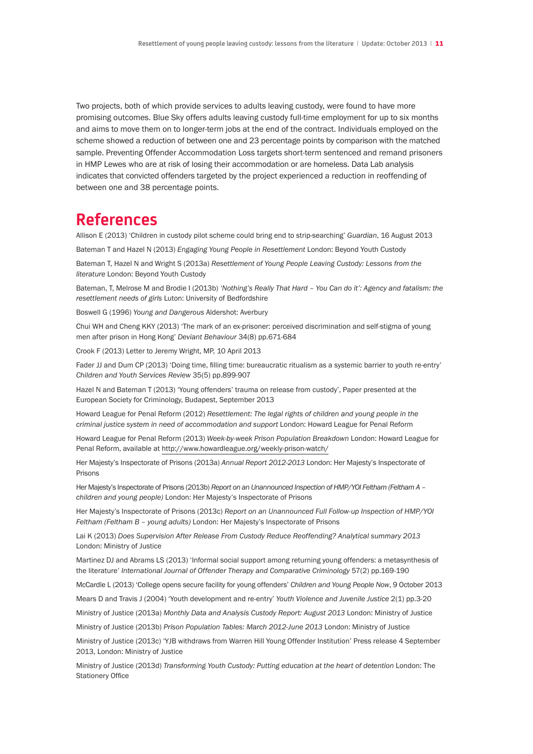Two projects, both of which provide services to adults leaving custody, were found to have more promising outcomes. Blue Sky offers adults leaving custody full-time employment for up to six months and aims to move them on to longer-term jobs at the end of the contract. Individuals employed on the scheme showed a reduction of between one and 23 percentage points by comparison with the matched sample. Preventing Offender Accommodation Loss targets short-term sentenced and remand prisoners in HMP Lewes who are at risk of losing their accommodation or are homeless. Data Lab analysis indicates that convicted offenders targeted by the project experienced a reduction in reoffending of between one and 38 percentage points.

# References

Allison E (2013) 'Children in custody pilot scheme could bring end to strip-searching' *Guardian*, 16 August 2013

Bateman T and Hazel N (2013) *Engaging Young People in Resettlement* London: Beyond Youth Custody

Bateman T, Hazel N and Wright S (2013a) *Resettlement of Young People Leaving Custody: Lessons from the literature* London: Beyond Youth Custody

Bateman, T, Melrose M and Brodie I (2013b) *'Nothing's Really That Hard – You Can do it': Agency and fatalism: the resettlement needs of girls* Luton: University of Bedfordshire

Boswell G (1996) *Young and Dangerous* Aldershot: Averbury

Chui WH and Cheng KKY (2013) 'The mark of an ex-prisoner: perceived discrimination and self-stigma of young men after prison in Hong Kong' *Deviant Behaviour* 34(8) pp.671-684

Crook F (2013) Letter to Jeremy Wright, MP, 10 April 2013

Fader JJ and Dum CP (2013) 'Doing time, filling time: bureaucratic ritualism as a systemic barrier to youth re-entry' *Children and Youth Services Review* 35(5) pp.899-907

Hazel N and Bateman T (2013) 'Young offenders' trauma on release from custody', Paper presented at the European Society for Criminology, Budapest, September 2013

Howard League for Penal Reform (2012) *Resettlement: The legal rights of children and young people in the criminal justice system in need of accommodation and support* London: Howard League for Penal Reform

Howard League for Penal Reform (2013) *Week-by-week Prison Population Breakdown* London: Howard League for Penal Reform, available at http://www.howardleague.org/weekly-prison-watch/

Her Majesty's Inspectorate of Prisons (2013a) *Annual Report 2012-2013* London: Her Majesty's Inspectorate of Prisons

Her Majesty's Inspectorate of Prisons (2013b) *Report on an Unannounced Inspection of HMP/YOI Feltham (Feltham A – children and young people)* London: Her Majesty's Inspectorate of Prisons

Her Majesty's Inspectorate of Prisons (2013c) *Report on an Unannounced Full Follow-up Inspection of HMP/YOI Feltham (Feltham B – young adults)* London: Her Majesty's Inspectorate of Prisons

Lai K (2013) *Does Supervision After Release From Custody Reduce Reoffending? Analytical summary 2013* London: Ministry of Justice

Martinez DJ and Abrams LS (2013) 'Informal social support among returning young offenders: a metasynthesis of the literature' *International Journal of Offender Therapy and Comparative Criminology* 57(2) pp.169-190

McCardle L (2013) 'College opens secure facility for young offenders' *Children and Young People Now*, 9 October 2013

Mears D and Travis J (2004) 'Youth development and re-entry' *Youth Violence and Juvenile Justice* 2(1) pp.3-20

Ministry of Justice (2013a) *Monthly Data and Analysis Custody Report: August 2013* London: Ministry of Justice

Ministry of Justice (2013b) *Prison Population Tables: March 2012-June 2013* London: Ministry of Justice

Ministry of Justice (2013c) 'YJB withdraws from Warren Hill Young Offender Institution' Press release 4 September 2013, London: Ministry of Justice

Ministry of Justice (2013d) *Transforming Youth Custody: Putting education at the heart of detention* London: The Stationery Office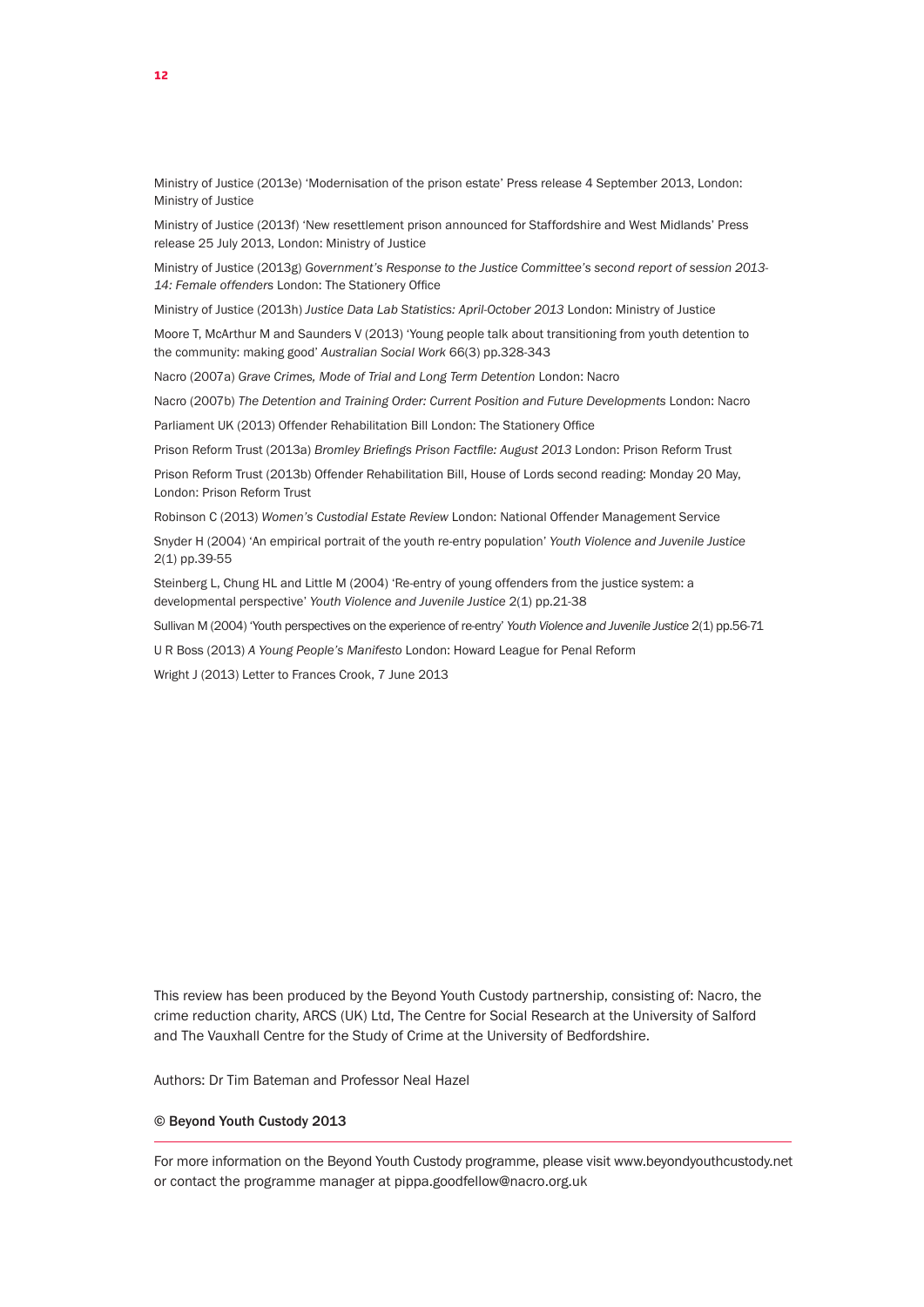Ministry of Justice (2013e) 'Modernisation of the prison estate' Press release 4 September 2013, London: Ministry of Justice

Ministry of Justice (2013f) 'New resettlement prison announced for Staffordshire and West Midlands' Press release 25 July 2013, London: Ministry of Justice

Ministry of Justice (2013g) *Government's Response to the Justice Committee's second report of session 2013-14: Female offenders* London: The Stationery Office

Ministry of Justice (2013h) *Justice Data Lab Statistics: April-October 2013* London: Ministry of Justice

Moore T, McArthur M and Saunders V (2013) 'Young people talk about transitioning from youth detention to the community: making good' *Australian Social Work* 66(3) pp.328-343

Nacro (2007a) *Grave Crimes, Mode of Trial and Long Term Detention* London: Nacro

Nacro (2007b) *The Detention and Training Order: Current Position and Future Developments* London: Nacro

Parliament UK (2013) Offender Rehabilitation Bill London: The Stationery Office

Prison Reform Trust (2013a) *Bromley Briefings Prison Factfile: August 2013* London: Prison Reform Trust

Prison Reform Trust (2013b) Offender Rehabilitation Bill, House of Lords second reading: Monday 20 May, London: Prison Reform Trust

Robinson C (2013) *Women's Custodial Estate Review* London: National Offender Management Service

Snyder H (2004) 'An empirical portrait of the youth re-entry population' *Youth Violence and Juvenile Justice* 2(1) pp.39-55

Steinberg L, Chung HL and Little M (2004) 'Re-entry of young offenders from the justice system: a developmental perspective' *Youth Violence and Juvenile Justice* 2(1) pp.21-38

Sullivan M (2004) 'Youth perspectives on the experience of re-entry' *Youth Violence and Juvenile Justice* 2(1) pp.56-71

U R Boss (2013) *A Young People's Manifesto* London: Howard League for Penal Reform

Wright J (2013) Letter to Frances Crook, 7 June 2013

This review has been produced by the Beyond Youth Custody partnership, consisting of: Nacro, the crime reduction charity, ARCS (UK) Ltd, The Centre for Social Research at the University of Salford and The Vauxhall Centre for the Study of Crime at the University of Bedfordshire.

Authors: Dr Tim Bateman and Professor Neal Hazel

**© Beyond Youth Custody 2013**

For more information on the Beyond Youth Custody programme, please visit www.beyondyouthcustody.net or contact the programme manager at pippa.goodfellow@nacro.org.uk